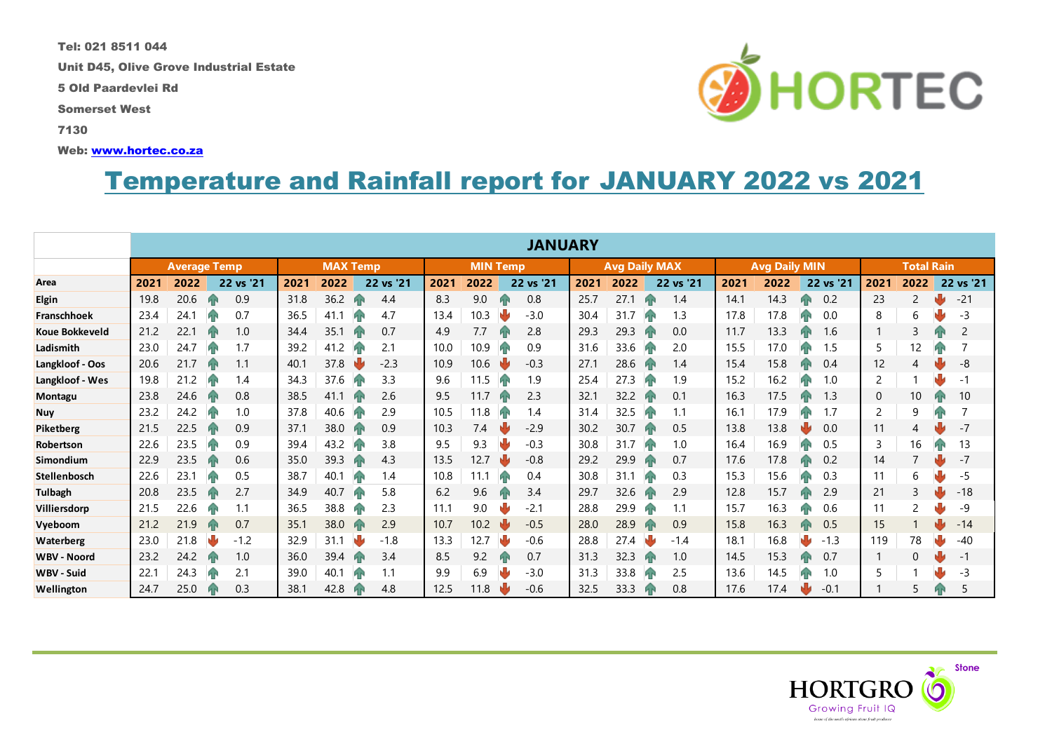Tel: 021 8511 044

Unit D45, Olive Grove Industrial Estate

5 Old Paardevlei Rd

Somerset West

7130

Web: www.hortec.co.za

# Temperature and Rainfall report for JANUARY 2022 vs 2021

| | JANUARY | | | | | | | | | | | | | | | | | |
|---|---|---|---|---|---|---|---|---|---|---|---|---|---|---|---|---|---|---|
| | Average Temp | | | MAX Temp | | | MIN Temp | | | Avg Daily MAX | | | Avg Daily MIN | | | Total Rain | | |
| Area | 2021 | 2022 | 22 vs '21 | 2021 | 2022 | 22 vs '21 | 2021 | 2022 | 22 vs '21 | 2021 | 2022 | 22 vs '21 | 2021 | 2022 | 22 vs '21 | 2021 | 2022 | 22 vs '21 |
| Elgin | 19.8 | 20.6 | ↑ 0.9 | 31.8 | 36.2 | ↑ 4.4 | 8.3 | 9.0 | ↑ 0.8 | 25.7 | 27.1 | ↑ 1.4 | 14.1 | 14.3 | ↑ 0.2 | 23 | 2 | ↓ -21 |
| Franschhoek | 23.4 | 24.1 | ↑ 0.7 | 36.5 | 41.1 | ↑ 4.7 | 13.4 | 10.3 | ↓ -3.0 | 30.4 | 31.7 | ↑ 1.3 | 17.8 | 17.8 | ↑ 0.0 | 8 | 6 | ↓ -3 |
| Koue Bokkeveld | 21.2 | 22.1 | ↑ 1.0 | 34.4 | 35.1 | ↑ 0.7 | 4.9 | 7.7 | ↑ 2.8 | 29.3 | 29.3 | ↑ 0.0 | 11.7 | 13.3 | ↑ 1.6 | 1 | 3 | ↑ 2 |
| Ladismith | 23.0 | 24.7 | ↑ 1.7 | 39.2 | 41.2 | ↑ 2.1 | 10.0 | 10.9 | ↑ 0.9 | 31.6 | 33.6 | ↑ 2.0 | 15.5 | 17.0 | ↑ 1.5 | 5 | 12 | ↑ 7 |
| Langkloof - Oos | 20.6 | 21.7 | ↑ 1.1 | 40.1 | 37.8 | ↓ -2.3 | 10.9 | 10.6 | ↓ -0.3 | 27.1 | 28.6 | ↑ 1.4 | 15.4 | 15.8 | ↑ 0.4 | 12 | 4 | ↓ -8 |
| Langkloof - Wes | 19.8 | 21.2 | ↑ 1.4 | 34.3 | 37.6 | ↑ 3.3 | 9.6 | 11.5 | ↑ 1.9 | 25.4 | 27.3 | ↑ 1.9 | 15.2 | 16.2 | ↑ 1.0 | 2 | 1 | ↓ -1 |
| Montagu | 23.8 | 24.6 | ↑ 0.8 | 38.5 | 41.1 | ↑ 2.6 | 9.5 | 11.7 | ↑ 2.3 | 32.1 | 32.2 | ↑ 0.1 | 16.3 | 17.5 | ↑ 1.3 | 0 | 10 | ↑ 10 |
| Nuy | 23.2 | 24.2 | ↑ 1.0 | 37.8 | 40.6 | ↑ 2.9 | 10.5 | 11.8 | ↑ 1.4 | 31.4 | 32.5 | ↑ 1.1 | 16.1 | 17.9 | ↑ 1.7 | 2 | 9 | ↑ 7 |
| Piketberg | 21.5 | 22.5 | ↑ 0.9 | 37.1 | 38.0 | ↑ 0.9 | 10.3 | 7.4 | ↓ -2.9 | 30.2 | 30.7 | ↑ 0.5 | 13.8 | 13.8 | ↓ 0.0 | 11 | 4 | ↓ -7 |
| Robertson | 22.6 | 23.5 | ↑ 0.9 | 39.4 | 43.2 | ↑ 3.8 | 9.5 | 9.3 | ↓ -0.3 | 30.8 | 31.7 | ↑ 1.0 | 16.4 | 16.9 | ↑ 0.5 | 3 | 16 | ↑ 13 |
| Simondium | 22.9 | 23.5 | ↑ 0.6 | 35.0 | 39.3 | ↑ 4.3 | 13.5 | 12.7 | ↓ -0.8 | 29.2 | 29.9 | ↑ 0.7 | 17.6 | 17.8 | ↑ 0.2 | 14 | 7 | ↓ -7 |
| Stellenbosch | 22.6 | 23.1 | ↑ 0.5 | 38.7 | 40.1 | ↑ 1.4 | 10.8 | 11.1 | ↑ 0.4 | 30.8 | 31.1 | ↑ 0.3 | 15.3 | 15.6 | ↑ 0.3 | 11 | 6 | ↓ -5 |
| Tulbagh | 20.8 | 23.5 | ↑ 2.7 | 34.9 | 40.7 | ↑ 5.8 | 6.2 | 9.6 | ↑ 3.4 | 29.7 | 32.6 | ↑ 2.9 | 12.8 | 15.7 | ↑ 2.9 | 21 | 3 | ↓ -18 |
| Villiersdorp | 21.5 | 22.6 | ↑ 1.1 | 36.5 | 38.8 | ↑ 2.3 | 11.1 | 9.0 | ↓ -2.1 | 28.8 | 29.9 | ↑ 1.1 | 15.7 | 16.3 | ↑ 0.6 | 11 | 2 | ↓ -9 |
| Vyeboom | 21.2 | 21.9 | ↑ 0.7 | 35.1 | 38.0 | ↑ 2.9 | 10.7 | 10.2 | ↓ -0.5 | 28.0 | 28.9 | ↑ 0.9 | 15.8 | 16.3 | ↑ 0.5 | 15 | 1 | ↓ -14 |
| Waterberg | 23.0 | 21.8 | ↓ -1.2 | 32.9 | 31.1 | ↓ -1.8 | 13.3 | 12.7 | ↓ -0.6 | 28.8 | 27.4 | ↓ -1.4 | 18.1 | 16.8 | ↓ -1.3 | 119 | 78 | ↓ -40 |
| WBV - Noord | 23.2 | 24.2 | ↑ 1.0 | 36.0 | 39.4 | ↑ 3.4 | 8.5 | 9.2 | ↑ 0.7 | 31.3 | 32.3 | ↑ 1.0 | 14.5 | 15.3 | ↑ 0.7 | 1 | 0 | ↓ -1 |
| WBV - Suid | 22.1 | 24.3 | ↑ 2.1 | 39.0 | 40.1 | ↑ 1.1 | 9.9 | 6.9 | ↓ -3.0 | 31.3 | 33.8 | ↑ 2.5 | 13.6 | 14.5 | ↑ 1.0 | 5 | 1 | ↓ -3 |
| Wellington | 24.7 | 25.0 | ↑ 0.3 | 38.1 | 42.8 | ↑ 4.8 | 12.5 | 11.8 | ↓ -0.6 | 32.5 | 33.3 | ↑ 0.8 | 17.6 | 17.4 | ↓ -0.1 | 1 | 5 | ↑ 5 |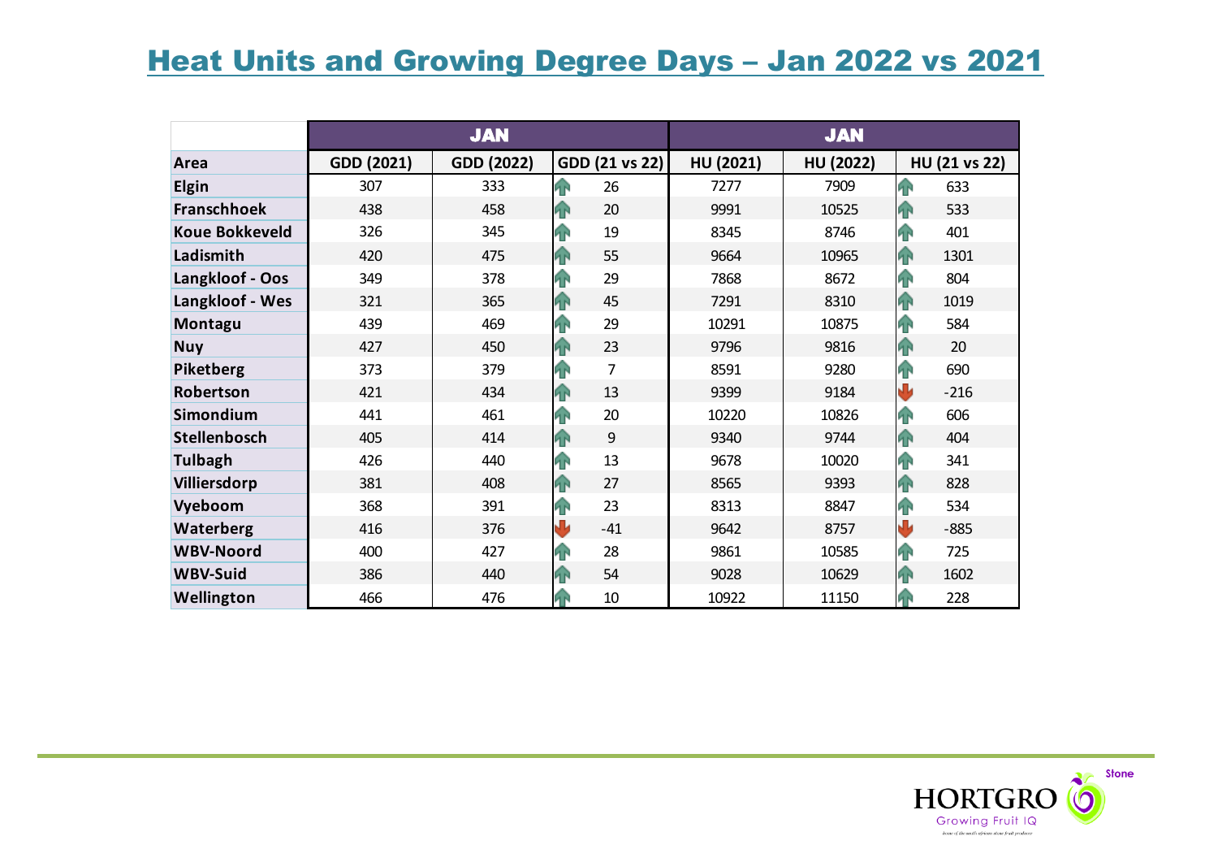# Heat Units and Growing Degree Days – Jan 2022 vs 2021

| | JAN | | | JAN | | |
|---|---|---|---|---|---|---|
| **Area** | **GDD (2021)** | **GDD (2022)** | **GDD (21 vs 22)** | **HU (2021)** | **HU (2022)** | **HU (21 vs 22)** |
| **Elgin** | 307 | 333 | ↑ 26 | 7277 | 7909 | ↑ 633 |
| **Franschhoek** | 438 | 458 | ↑ 20 | 9991 | 10525 | ↑ 533 |
| **Koue Bokkeveld** | 326 | 345 | ↑ 19 | 8345 | 8746 | ↑ 401 |
| **Ladismith** | 420 | 475 | ↑ 55 | 9664 | 10965 | ↑ 1301 |
| **Langkloof - Oos** | 349 | 378 | ↑ 29 | 7868 | 8672 | ↑ 804 |
| **Langkloof - Wes** | 321 | 365 | ↑ 45 | 7291 | 8310 | ↑ 1019 |
| **Montagu** | 439 | 469 | ↑ 29 | 10291 | 10875 | ↑ 584 |
| **Nuy** | 427 | 450 | ↑ 23 | 9796 | 9816 | ↑ 20 |
| **Piketberg** | 373 | 379 | ↑ 7 | 8591 | 9280 | ↑ 690 |
| **Robertson** | 421 | 434 | ↑ 13 | 9399 | 9184 | ↓ -216 |
| **Simondium** | 441 | 461 | ↑ 20 | 10220 | 10826 | ↑ 606 |
| **Stellenbosch** | 405 | 414 | ↑ 9 | 9340 | 9744 | ↑ 404 |
| **Tulbagh** | 426 | 440 | ↑ 13 | 9678 | 10020 | ↑ 341 |
| **Villiersdorp** | 381 | 408 | ↑ 27 | 8565 | 9393 | ↑ 828 |
| **Vyeboom** | 368 | 391 | ↑ 23 | 8313 | 8847 | ↑ 534 |
| **Waterberg** | 416 | 376 | ↓ -41 | 9642 | 8757 | ↓ -885 |
| **WBV-Noord** | 400 | 427 | ↑ 28 | 9861 | 10585 | ↑ 725 |
| **WBV-Suid** | 386 | 440 | ↑ 54 | 9028 | 10629 | ↑ 1602 |
| **Wellington** | 466 | 476 | ↑ 10 | 10922 | 11150 | ↑ 228 |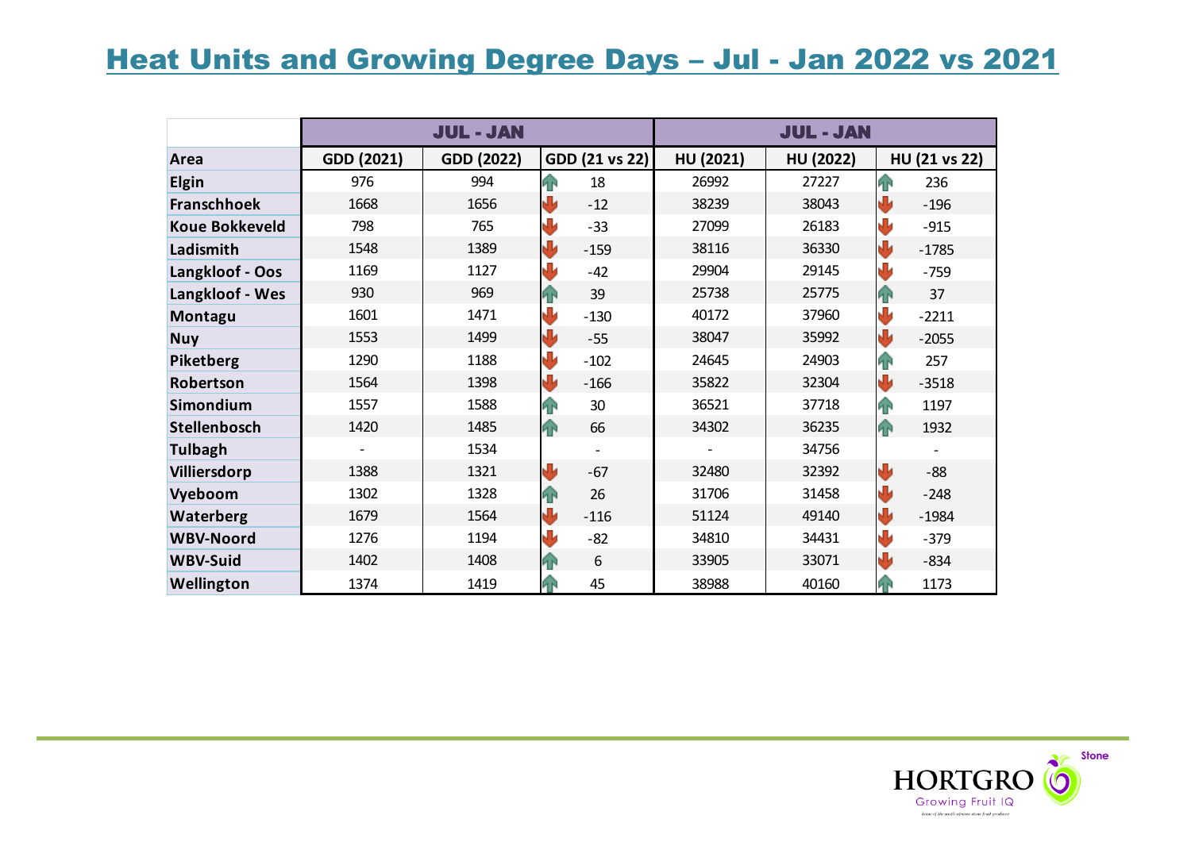# Heat Units and Growing Degree Days – Jul - Jan 2022 vs 2021

| | JUL - JAN | | | JUL - JAN | | |
|---|---|---|---|---|---|---|
| **Area** | **GDD (2021)** | **GDD (2022)** | **GDD (21 vs 22)** | **HU (2021)** | **HU (2022)** | **HU (21 vs 22)** |
| **Elgin** | 976 | 994 | 18 | 26992 | 27227 | 236 |
| **Franschhoek** | 1668 | 1656 | -12 | 38239 | 38043 | -196 |
| **Koue Bokkeveld** | 798 | 765 | -33 | 27099 | 26183 | -915 |
| **Ladismith** | 1548 | 1389 | -159 | 38116 | 36330 | -1785 |
| **Langkloof - Oos** | 1169 | 1127 | -42 | 29904 | 29145 | -759 |
| **Langkloof - Wes** | 930 | 969 | 39 | 25738 | 25775 | 37 |
| **Montagu** | 1601 | 1471 | -130 | 40172 | 37960 | -2211 |
| **Nuy** | 1553 | 1499 | -55 | 38047 | 35992 | -2055 |
| **Piketberg** | 1290 | 1188 | -102 | 24645 | 24903 | 257 |
| **Robertson** | 1564 | 1398 | -166 | 35822 | 32304 | -3518 |
| **Simondium** | 1557 | 1588 | 30 | 36521 | 37718 | 1197 |
| **Stellenbosch** | 1420 | 1485 | 66 | 34302 | 36235 | 1932 |
| **Tulbagh** | - | 1534 | - | - | 34756 | - |
| **Villiersdorp** | 1388 | 1321 | -67 | 32480 | 32392 | -88 |
| **Vyeboom** | 1302 | 1328 | 26 | 31706 | 31458 | -248 |
| **Waterberg** | 1679 | 1564 | -116 | 51124 | 49140 | -1984 |
| **WBV-Noord** | 1276 | 1194 | -82 | 34810 | 34431 | -379 |
| **WBV-Suid** | 1402 | 1408 | 6 | 33905 | 33071 | -834 |
| **Wellington** | 1374 | 1419 | 45 | 38988 | 40160 | 1173 |